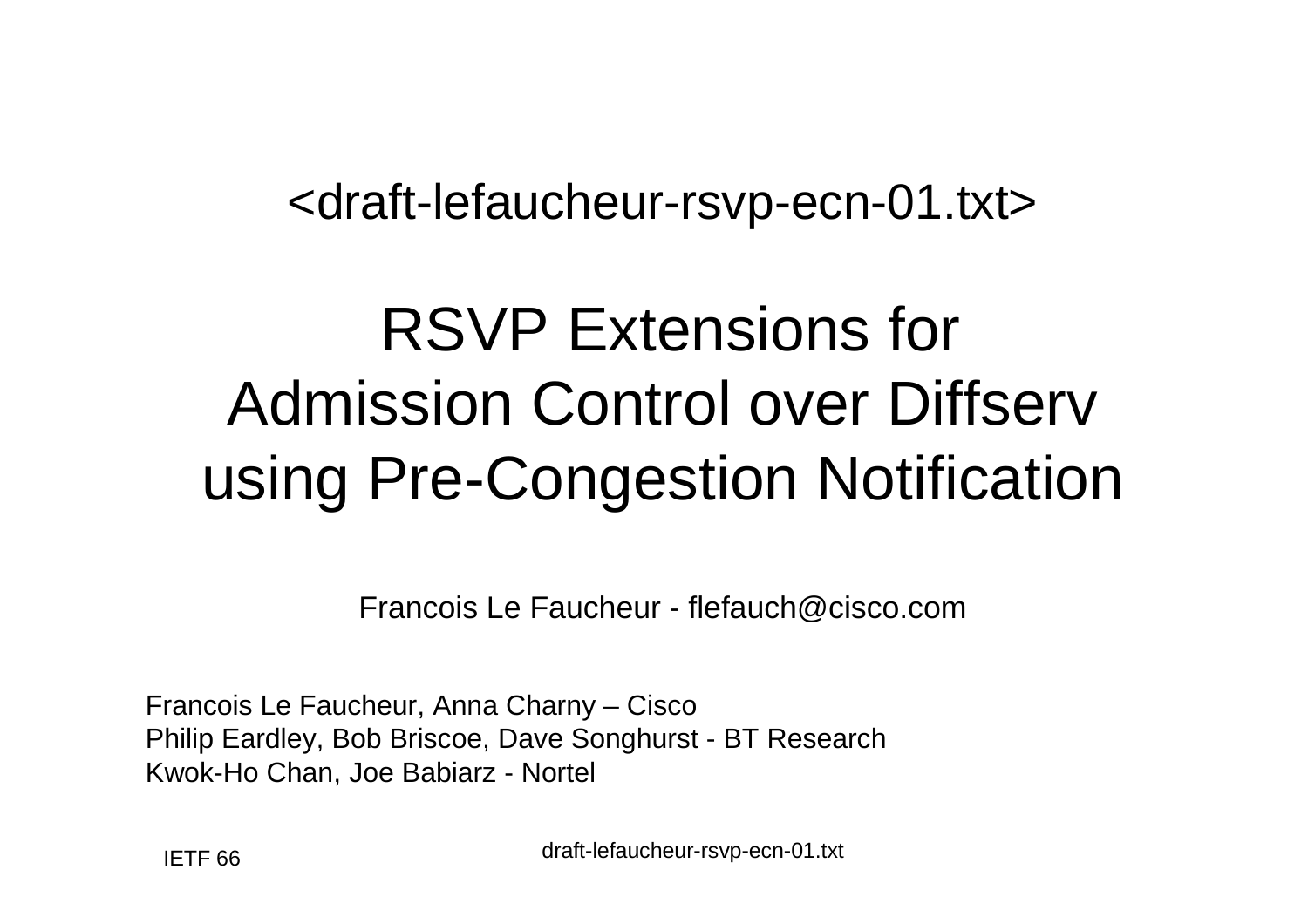<draft-lefaucheur-rsvp-ecn-01.txt>

# RSVP Extensions for Admission Control over Diffserv using Pre-Congestion Notification

Francois Le Faucheur - flefauch@cisco.com

Francois Le Faucheur, Anna Charny – Cisco
Philip Eardley, Bob Briscoe, Dave Songhurst - BT Research
Kwok-Ho Chan, Joe Babiarz - Nortel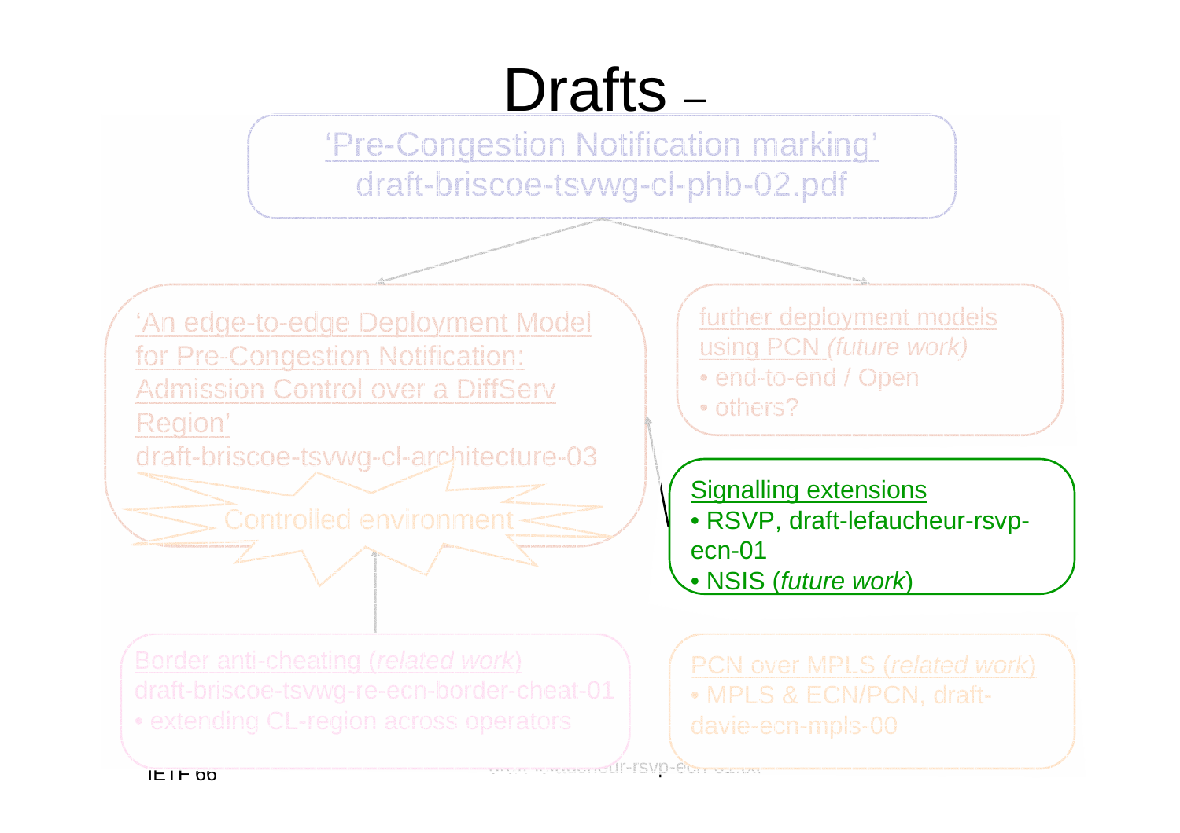# Drafts –

'Pre-Congestion Notification marking'
draft-briscoe-tsvwg-cl-phb-02.pdf

'An edge-to-edge Deployment Model for Pre-Congestion Notification: Admission Control over a DiffServ Region'
draft-briscoe-tsvwg-cl-architecture-03

Controlled environment

further deployment models using PCN *(future work)*

- end-to-end / Open
- others?

Signalling extensions

- RSVP, draft-lefaucheur-rsvp-ecn-01
- NSIS (*future work*)

Border anti-cheating (*related work*)
draft-briscoe-tsvwg-re-ecn-border-cheat-01

- extending CL-region across operators

PCN over MPLS (*related work*)

- MPLS & ECN/PCN, draft-davie-ecn-mpls-00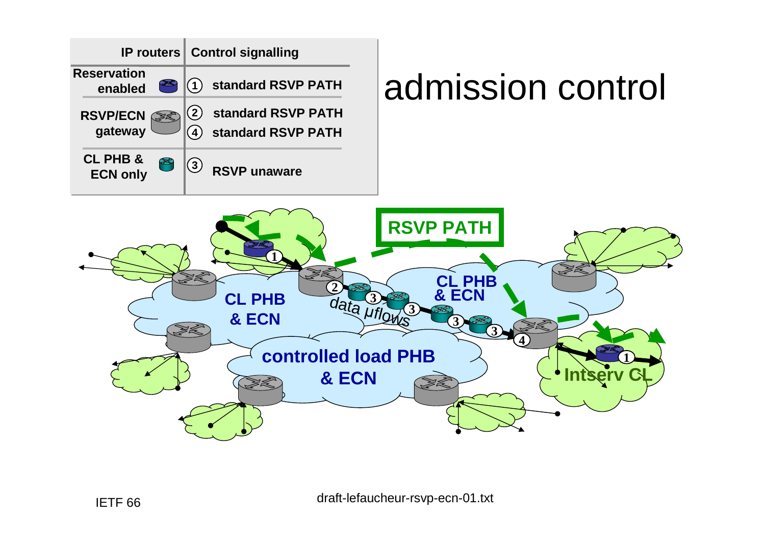# admission control

| IP routers | | Control signalling |
|---|---|---|
| Reservation enabled | ① | standard RSVP PATH |
| RSVP/ECN gateway | ② | standard RSVP PATH |
| | ④ | standard RSVP PATH |
| CL PHB & ECN only | ③ | RSVP unaware |

RSVP PATH

CL PHB & ECN

data μflows

CL PHB & ECN

controlled load PHB & ECN

Intserv CL

IETF 66

draft-lefaucheur-rsvp-ecn-01.txt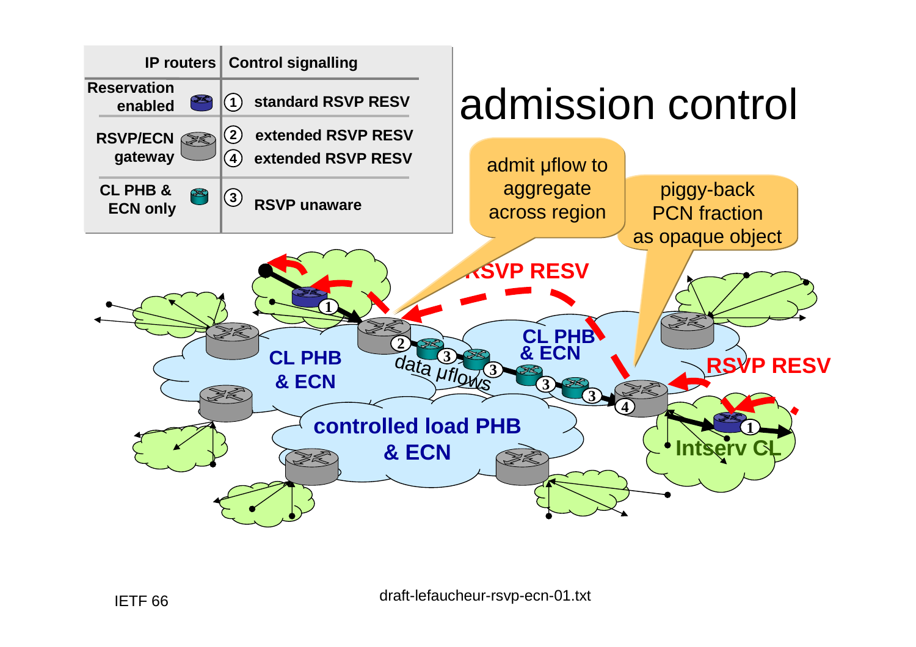# admission control

| IP routers | Control signalling |
|---|---|
| Reservation enabled | ① standard RSVP RESV |
| RSVP/ECN gateway | ② extended RSVP RESV<br>④ extended RSVP RESV |
| CL PHB & ECN only | ③ RSVP unaware |

- admit µflow to aggregate across region
- piggy-back PCN fraction as opaque object

RSVP RESV

CL PHB & ECN

data µflows

controlled load PHB & ECN

Intserv CL

IETF 66

draft-lefaucheur-rsvp-ecn-01.txt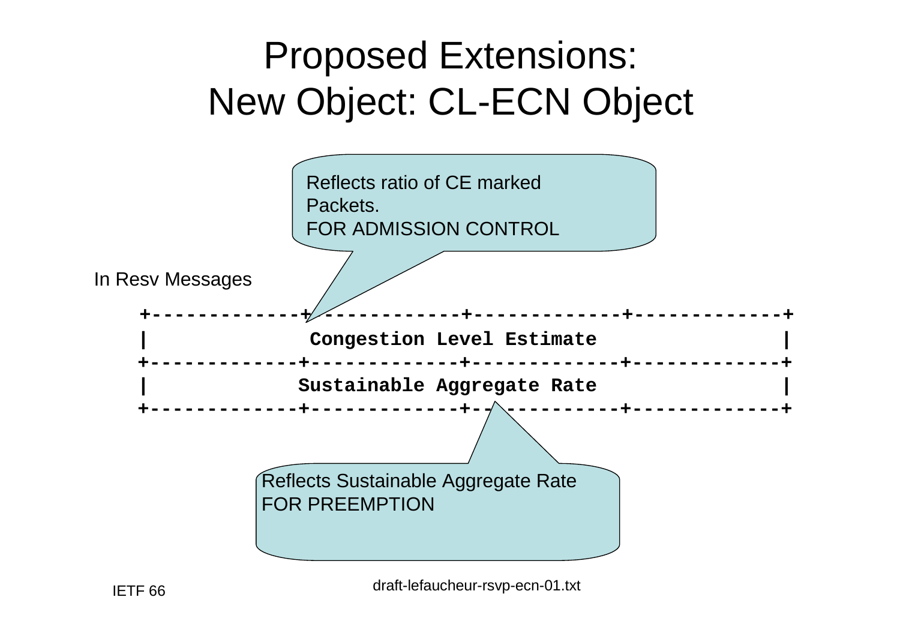# Proposed Extensions: New Object: CL-ECN Object

Reflects ratio of CE marked Packets.
FOR ADMISSION CONTROL

In Resv Messages

```
+------------+------------+------------+------------+
|              Congestion Level Estimate            |
+------------+------------+------------+------------+
|             Sustainable Aggregate Rate            |
+------------+------------+------------+------------+
```

Reflects Sustainable Aggregate Rate
FOR PREEMPTION

IETF 66

draft-lefaucheur-rsvp-ecn-01.txt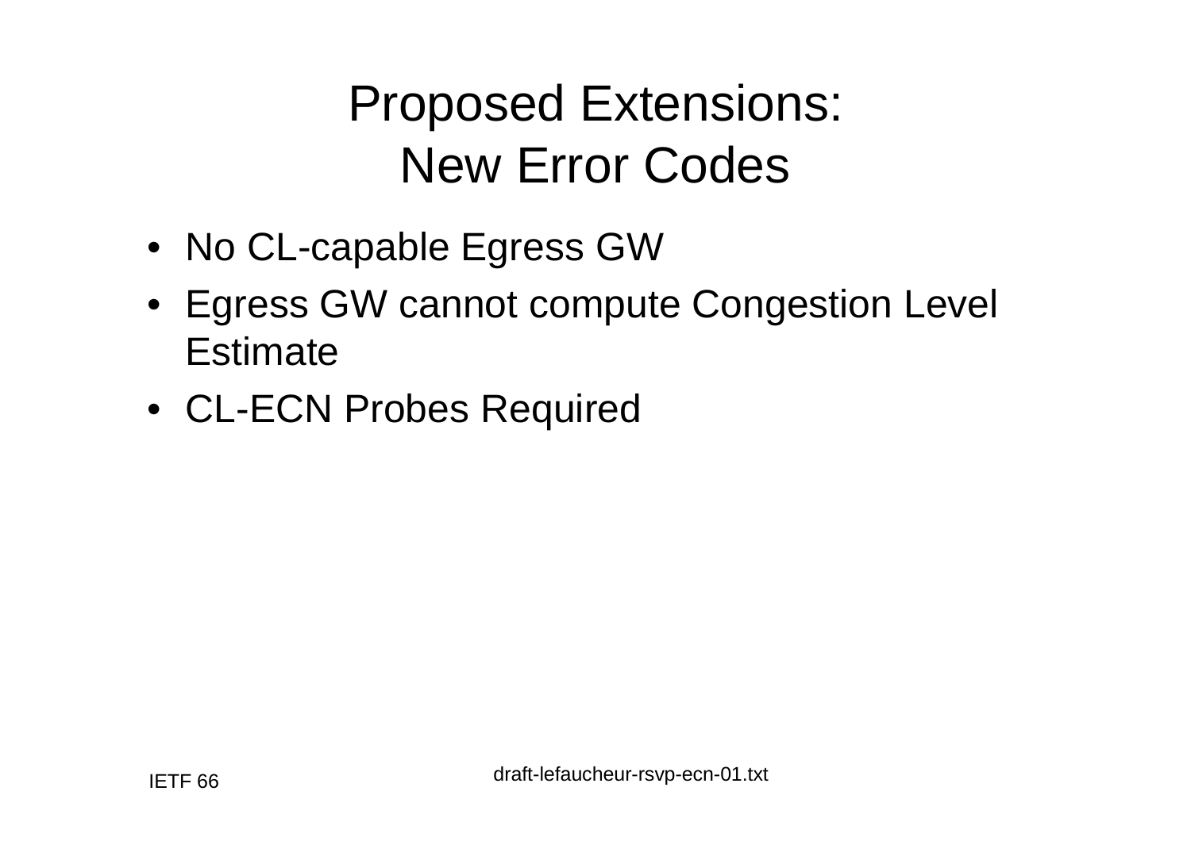# Proposed Extensions: New Error Codes

- No CL-capable Egress GW
- Egress GW cannot compute Congestion Level Estimate
- CL-ECN Probes Required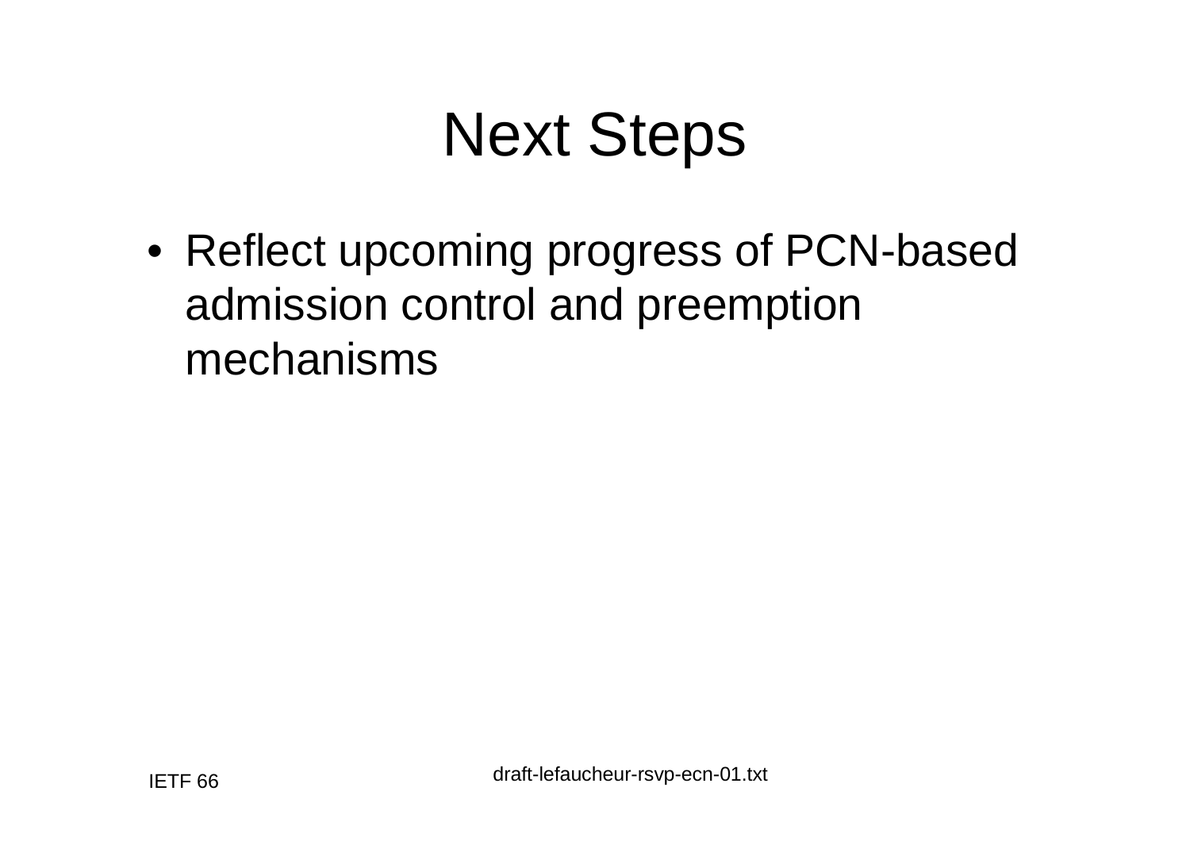# Next Steps

- Reflect upcoming progress of PCN-based admission control and preemption mechanisms